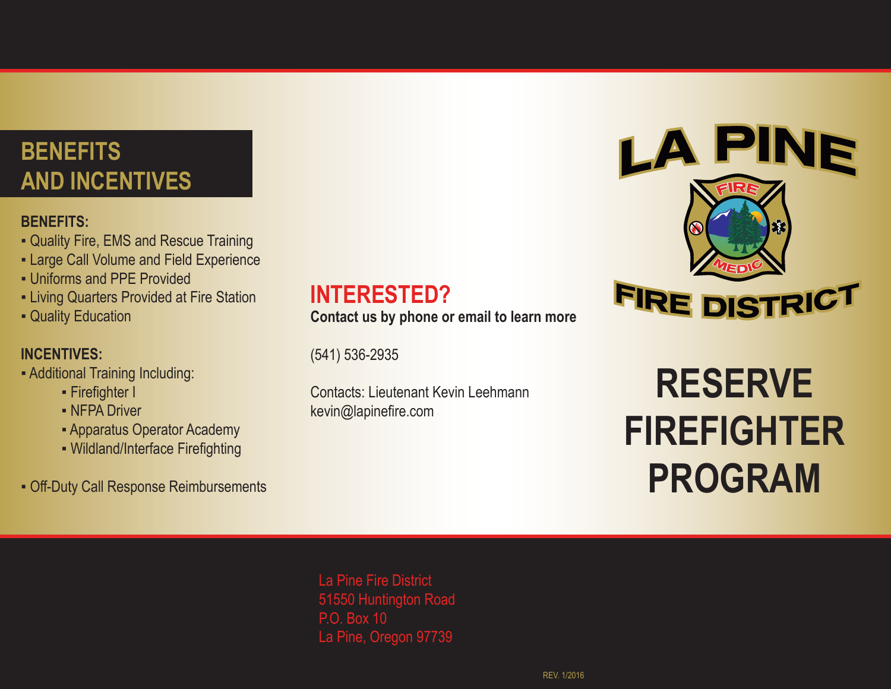## BENEFITS AND INCENTIVES

**BENEFITS:**

- Quality Fire, EMS and Rescue Training
- Large Call Volume and Field Experience
- Uniforms and PPE Provided
- Living Quarters Provided at Fire Station
- Quality Education

**INCENTIVES:**

- Additional Training Including:
    - Firefighter I
    - NFPA Driver
    - Apparatus Operator Academy
    - Wildland/Interface Firefighting
- Off-Duty Call Response Reimbursements

## INTERESTED?

**Contact us by phone or email to learn more**

(541) 536-2935

Contacts: Lieutenant Kevin Leehmann
kevin@lapinefire.com

LA PINE FIRE MEDIC FIRE DISTRICT

# RESERVE FIREFIGHTER PROGRAM

La Pine Fire District
51550 Huntington Road
P.O. Box 10
La Pine, Oregon 97739

REV. 1/2016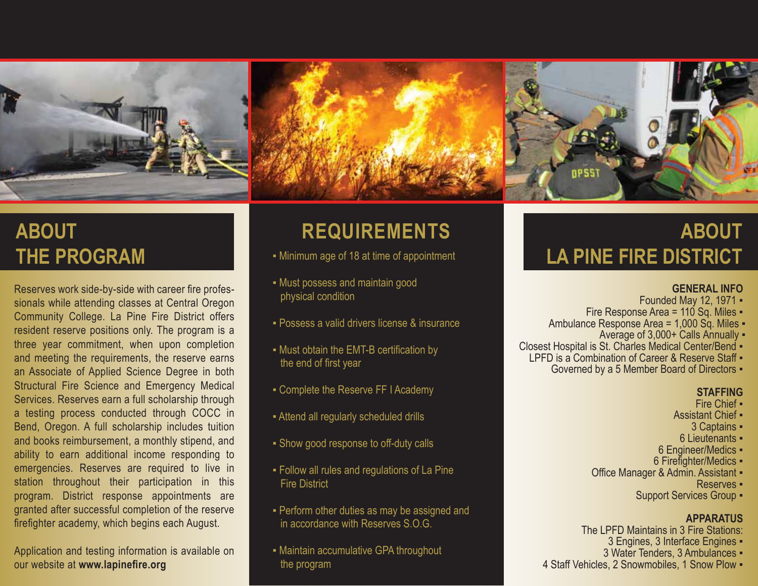# ABOUT THE PROGRAM

Reserves work side-by-side with career fire professionals while attending classes at Central Oregon Community College. La Pine Fire District offers resident reserve positions only. The program is a three year commitment, when upon completion and meeting the requirements, the reserve earns an Associate of Applied Science Degree in both Structural Fire Science and Emergency Medical Services. Reserves earn a full scholarship through a testing process conducted through COCC in Bend, Oregon. A full scholarship includes tuition and books reimbursement, a monthly stipend, and ability to earn additional income responding to emergencies. Reserves are required to live in station throughout their participation in this program. District response appointments are granted after successful completion of the reserve firefighter academy, which begins each August.

Application and testing information is available on our website at **www.lapinefire.org**

# REQUIREMENTS

- Minimum age of 18 at time of appointment
- Must possess and maintain good physical condition
- Possess a valid drivers license & insurance
- Must obtain the EMT-B certification by the end of first year
- Complete the Reserve FF I Academy
- Attend all regularly scheduled drills
- Show good response to off-duty calls
- Follow all rules and regulations of La Pine Fire District
- Perform other duties as may be assigned and in accordance with Reserves S.O.G.
- Maintain accumulative GPA throughout the program

# ABOUT LA PINE FIRE DISTRICT

### GENERAL INFO

- Founded May 12, 1971
- Fire Response Area = 110 Sq. Miles
- Ambulance Response Area = 1,000 Sq. Miles
- Average of 3,000+ Calls Annually
- Closest Hospital is St. Charles Medical Center/Bend
- LPFD is a Combination of Career & Reserve Staff
- Governed by a 5 Member Board of Directors

### STAFFING

- Fire Chief
- Assistant Chief
- 3 Captains
- 6 Lieutenants
- 6 Engineer/Medics
- 6 Firefighter/Medics
- Office Manager & Admin. Assistant
- Reserves
- Support Services Group

### APPARATUS

The LPFD Maintains in 3 Fire Stations:

- 3 Engines, 3 Interface Engines
- 3 Water Tenders, 3 Ambulances
- 4 Staff Vehicles, 2 Snowmobiles, 1 Snow Plow